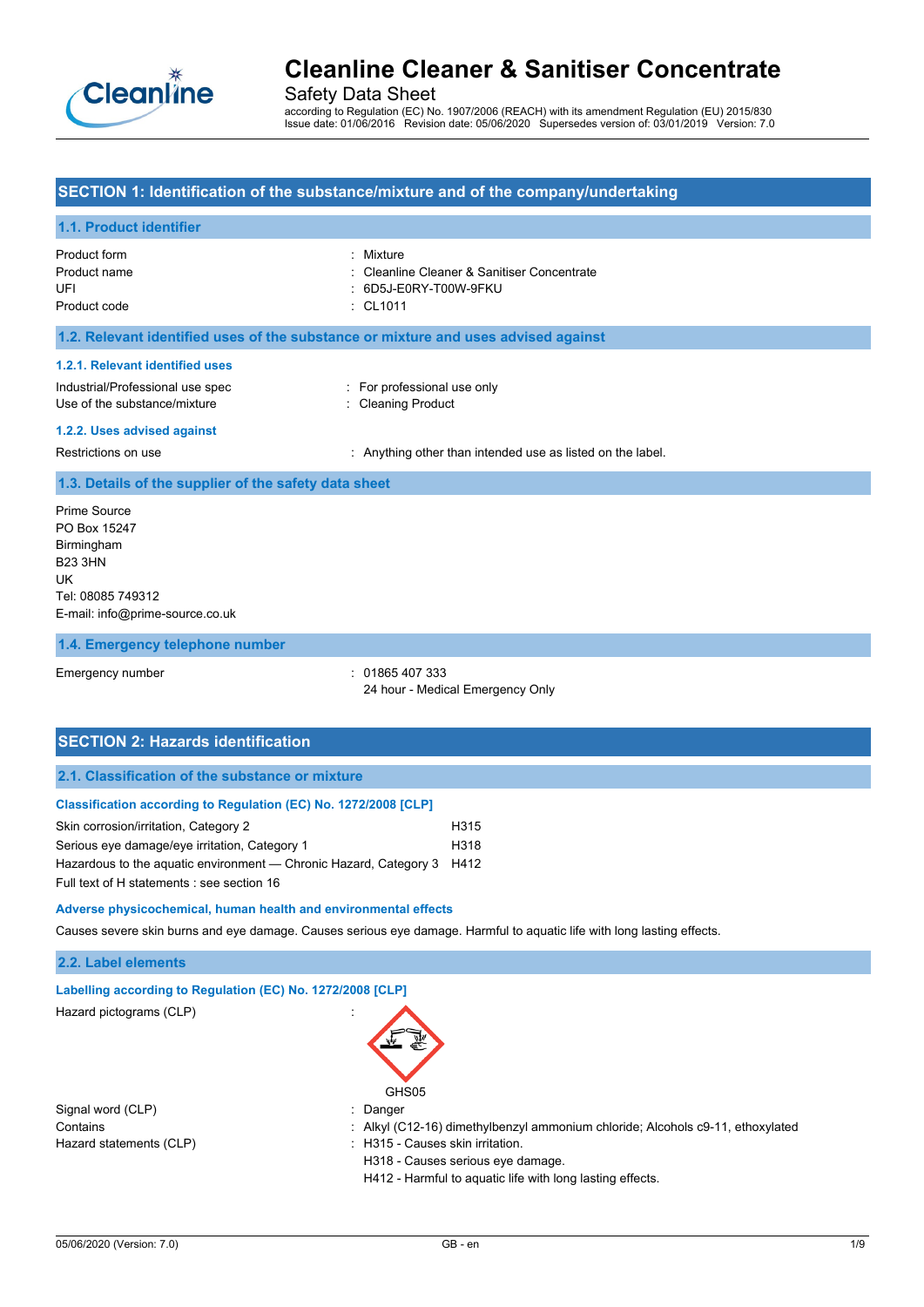# Cleanline Cleaner & Sanitiser Concentrate

Safety Data Sheet

according to Regulation (EC) No. 1907/2006 (REACH) with its amendment Regulation (EU) 2015/830
Issue date: 01/06/2016 Revision date: 05/06/2020 Supersedes version of: 03/01/2019 Version: 7.0

## SECTION 1: Identification of the substance/mixture and of the company/undertaking

### 1.1. Product identifier

| | |
|---|---|
| Product form | : Mixture |
| Product name | : Cleanline Cleaner & Sanitiser Concentrate |
| UFI | : 6D5J-E0RY-T00W-9FKU |
| Product code | : CL1011 |

### 1.2. Relevant identified uses of the substance or mixture and uses advised against

#### 1.2.1. Relevant identified uses

| | |
|---|---|
| Industrial/Professional use spec | : For professional use only |
| Use of the substance/mixture | : Cleaning Product |

#### 1.2.2. Uses advised against

| | |
|---|---|
| Restrictions on use | : Anything other than intended use as listed on the label. |

### 1.3. Details of the supplier of the safety data sheet

Prime Source
PO Box 15247
Birmingham
B23 3HN
UK
Tel: 08085 749312
E-mail: info@prime-source.co.uk

### 1.4. Emergency telephone number

| | |
|---|---|
| Emergency number | : 01865 407 333<br>24 hour - Medical Emergency Only |

## SECTION 2: Hazards identification

### 2.1. Classification of the substance or mixture

#### Classification according to Regulation (EC) No. 1272/2008 [CLP]

| | |
|---|---|
| Skin corrosion/irritation, Category 2 | H315 |
| Serious eye damage/eye irritation, Category 1 | H318 |
| Hazardous to the aquatic environment — Chronic Hazard, Category 3 | H412 |

Full text of H statements : see section 16

#### Adverse physicochemical, human health and environmental effects

Causes severe skin burns and eye damage. Causes serious eye damage. Harmful to aquatic life with long lasting effects.

### 2.2. Label elements

#### Labelling according to Regulation (EC) No. 1272/2008 [CLP]

Hazard pictograms (CLP) :

GHS05

| | |
|---|---|
| Signal word (CLP) | : Danger |
| Contains | : Alkyl (C12-16) dimethylbenzyl ammonium chloride; Alcohols c9-11, ethoxylated |
| Hazard statements (CLP) | : H315 - Causes skin irritation.<br>H318 - Causes serious eye damage.<br>H412 - Harmful to aquatic life with long lasting effects. |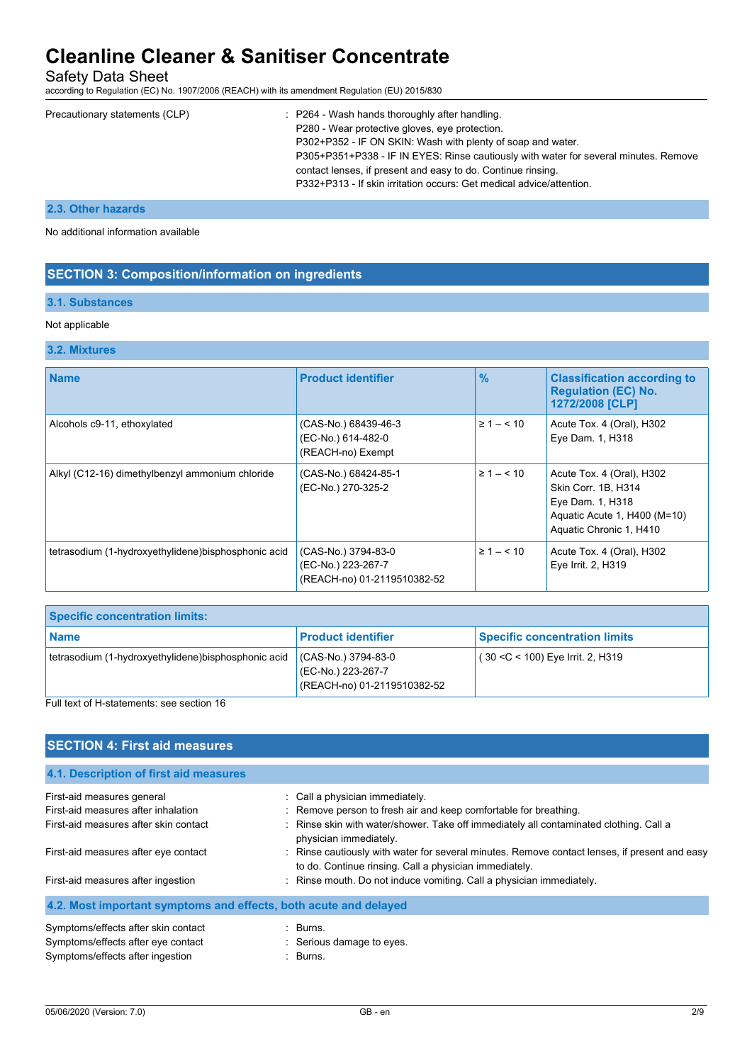Precautionary statements (CLP) : P264 - Wash hands thoroughly after handling.
P280 - Wear protective gloves, eye protection.
P302+P352 - IF ON SKIN: Wash with plenty of soap and water.
P305+P351+P338 - IF IN EYES: Rinse cautiously with water for several minutes. Remove contact lenses, if present and easy to do. Continue rinsing.
P332+P313 - If skin irritation occurs: Get medical advice/attention.

### 2.3. Other hazards

No additional information available

## SECTION 3: Composition/information on ingredients

### 3.1. Substances

Not applicable

### 3.2. Mixtures

| Name | Product identifier | % | Classification according to Regulation (EC) No. 1272/2008 [CLP] |
|---|---|---|---|
| Alcohols c9-11, ethoxylated | (CAS-No.) 68439-46-3<br>(EC-No.) 614-482-0<br>(REACH-no) Exempt | ≥ 1 – < 10 | Acute Tox. 4 (Oral), H302<br>Eye Dam. 1, H318 |
| Alkyl (C12-16) dimethylbenzyl ammonium chloride | (CAS-No.) 68424-85-1<br>(EC-No.) 270-325-2 | ≥ 1 – < 10 | Acute Tox. 4 (Oral), H302<br>Skin Corr. 1B, H314<br>Eye Dam. 1, H318<br>Aquatic Acute 1, H400 (M=10)<br>Aquatic Chronic 1, H410 |
| tetrasodium (1-hydroxyethylidene)bisphosphonic acid | (CAS-No.) 3794-83-0<br>(EC-No.) 223-267-7<br>(REACH-no) 01-2119510382-52 | ≥ 1 – < 10 | Acute Tox. 4 (Oral), H302<br>Eye Irrit. 2, H319 |

| Specific concentration limits: | | |
|---|---|---|
| **Name** | **Product identifier** | **Specific concentration limits** |
| tetrasodium (1-hydroxyethylidene)bisphosphonic acid | (CAS-No.) 3794-83-0<br>(EC-No.) 223-267-7<br>(REACH-no) 01-2119510382-52 | ( 30 <C < 100) Eye Irrit. 2, H319 |

Full text of H-statements: see section 16

## SECTION 4: First aid measures

### 4.1. Description of first aid measures

First-aid measures general : Call a physician immediately.

First-aid measures after inhalation : Remove person to fresh air and keep comfortable for breathing.

First-aid measures after skin contact : Rinse skin with water/shower. Take off immediately all contaminated clothing. Call a physician immediately.

First-aid measures after eye contact : Rinse cautiously with water for several minutes. Remove contact lenses, if present and easy to do. Continue rinsing. Call a physician immediately.

First-aid measures after ingestion : Rinse mouth. Do not induce vomiting. Call a physician immediately.

### 4.2. Most important symptoms and effects, both acute and delayed

Symptoms/effects after skin contact : Burns.

Symptoms/effects after eye contact : Serious damage to eyes.

Symptoms/effects after ingestion : Burns.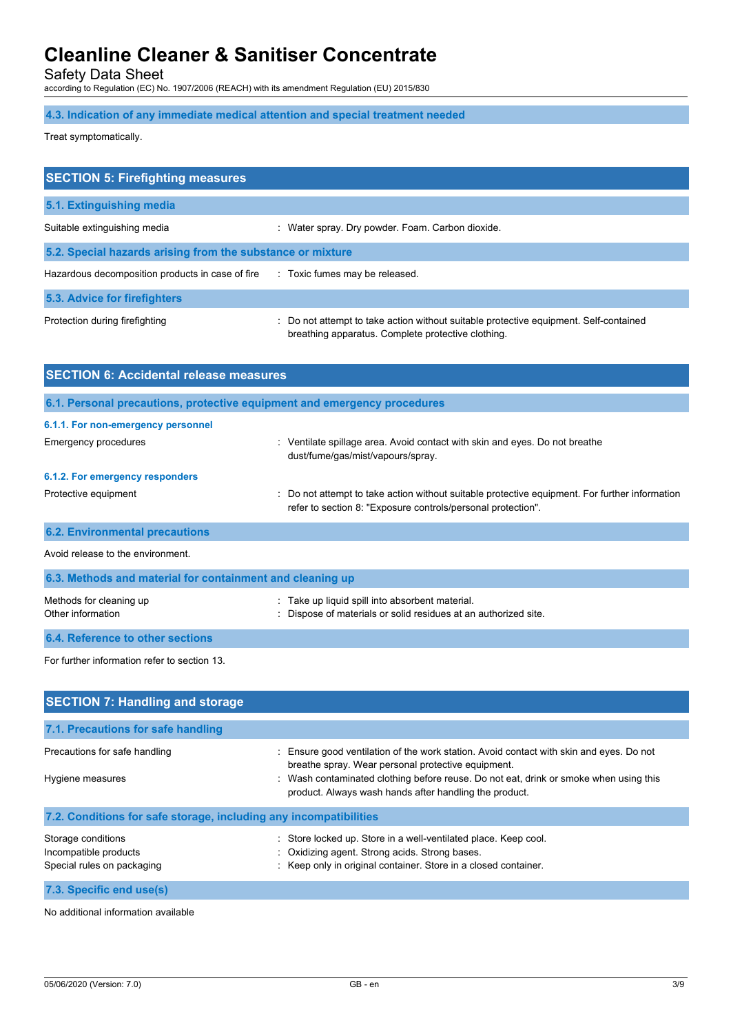### 4.3. Indication of any immediate medical attention and special treatment needed

Treat symptomatically.

## SECTION 5: Firefighting measures

### 5.1. Extinguishing media

Suitable extinguishing media : Water spray. Dry powder. Foam. Carbon dioxide.

### 5.2. Special hazards arising from the substance or mixture

Hazardous decomposition products in case of fire : Toxic fumes may be released.

### 5.3. Advice for firefighters

Protection during firefighting : Do not attempt to take action without suitable protective equipment. Self-contained breathing apparatus. Complete protective clothing.

## SECTION 6: Accidental release measures

### 6.1. Personal precautions, protective equipment and emergency procedures

#### 6.1.1. For non-emergency personnel

Emergency procedures : Ventilate spillage area. Avoid contact with skin and eyes. Do not breathe dust/fume/gas/mist/vapours/spray.

#### 6.1.2. For emergency responders

Protective equipment : Do not attempt to take action without suitable protective equipment. For further information refer to section 8: "Exposure controls/personal protection".

### 6.2. Environmental precautions

Avoid release to the environment.

### 6.3. Methods and material for containment and cleaning up

Methods for cleaning up : Take up liquid spill into absorbent material.
Other information : Dispose of materials or solid residues at an authorized site.

### 6.4. Reference to other sections

For further information refer to section 13.

## SECTION 7: Handling and storage

### 7.1. Precautions for safe handling

Precautions for safe handling : Ensure good ventilation of the work station. Avoid contact with skin and eyes. Do not breathe spray. Wear personal protective equipment.
Hygiene measures : Wash contaminated clothing before reuse. Do not eat, drink or smoke when using this product. Always wash hands after handling the product.

### 7.2. Conditions for safe storage, including any incompatibilities

Storage conditions : Store locked up. Store in a well-ventilated place. Keep cool.
Incompatible products : Oxidizing agent. Strong acids. Strong bases.
Special rules on packaging : Keep only in original container. Store in a closed container.

### 7.3. Specific end use(s)

No additional information available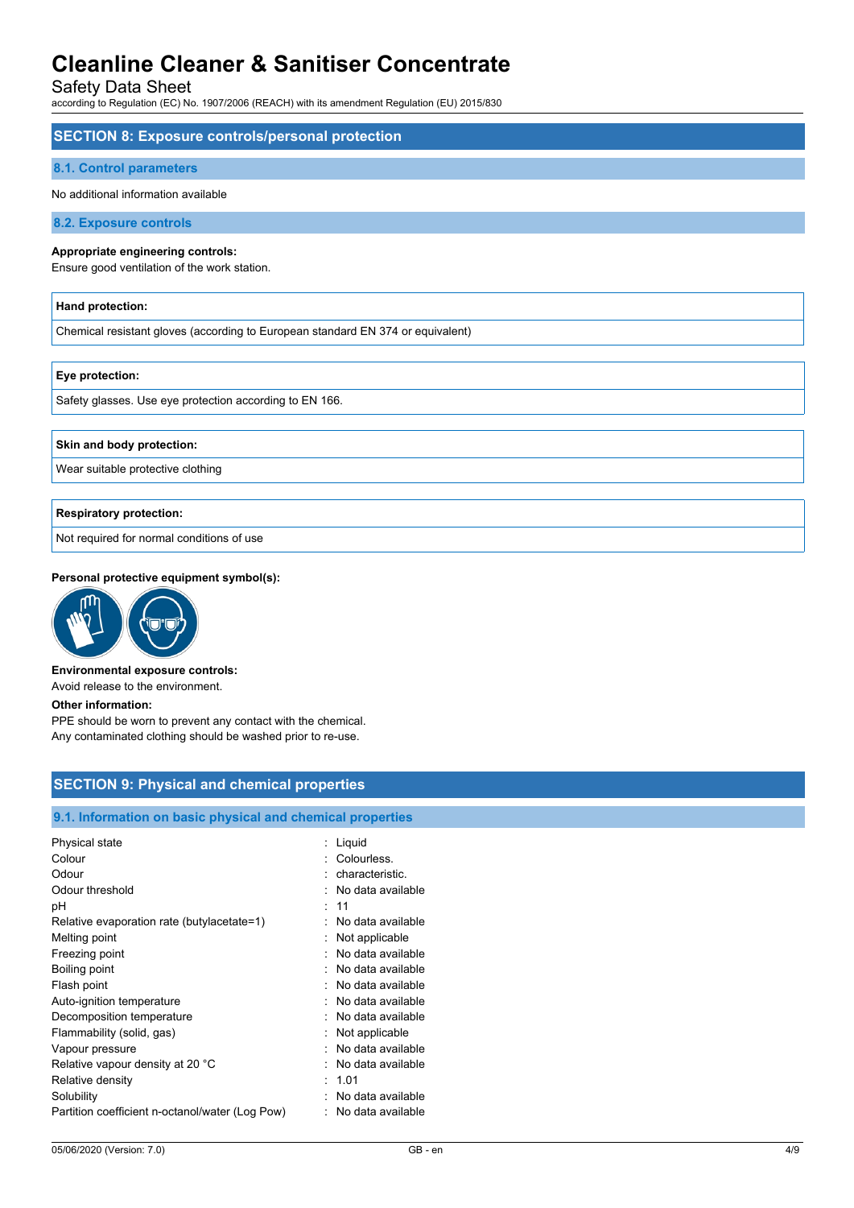## SECTION 8: Exposure controls/personal protection

### 8.1. Control parameters

No additional information available

### 8.2. Exposure controls

**Appropriate engineering controls:**
Ensure good ventilation of the work station.

| Hand protection: |
|---|
| Chemical resistant gloves (according to European standard EN 374 or equivalent) |

| Eye protection: |
|---|
| Safety glasses. Use eye protection according to EN 166. |

| Skin and body protection: |
|---|
| Wear suitable protective clothing |

| Respiratory protection: |
|---|
| Not required for normal conditions of use |

**Personal protective equipment symbol(s):**

**Environmental exposure controls:**
Avoid release to the environment.

**Other information:**
PPE should be worn to prevent any contact with the chemical.
Any contaminated clothing should be washed prior to re-use.

## SECTION 9: Physical and chemical properties

### 9.1. Information on basic physical and chemical properties

| Property | Value |
|---|---|
| Physical state | Liquid |
| Colour | Colourless. |
| Odour | characteristic. |
| Odour threshold | No data available |
| pH | 11 |
| Relative evaporation rate (butylacetate=1) | No data available |
| Melting point | Not applicable |
| Freezing point | No data available |
| Boiling point | No data available |
| Flash point | No data available |
| Auto-ignition temperature | No data available |
| Decomposition temperature | No data available |
| Flammability (solid, gas) | Not applicable |
| Vapour pressure | No data available |
| Relative vapour density at 20 °C | No data available |
| Relative density | 1.01 |
| Solubility | No data available |
| Partition coefficient n-octanol/water (Log Pow) | No data available |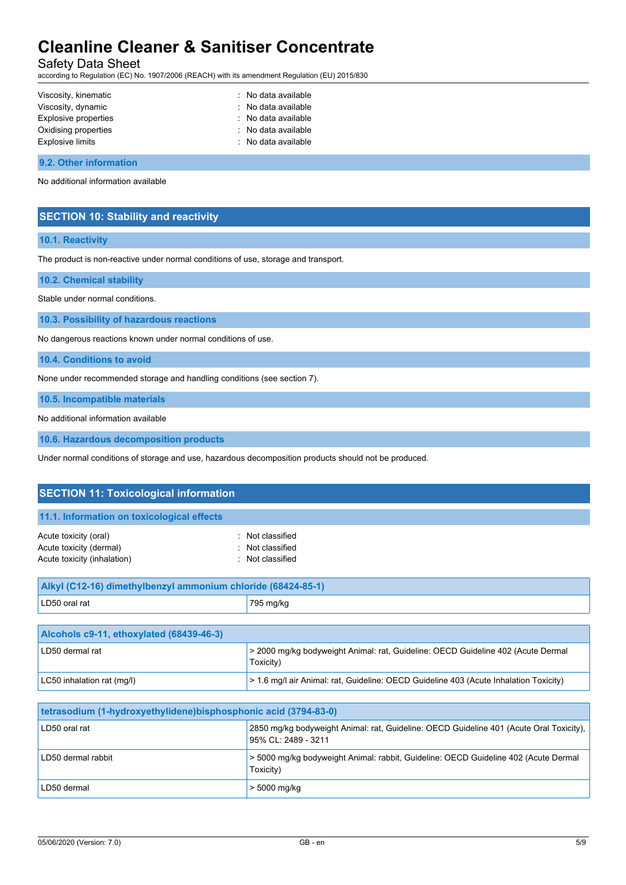| | |
|---|---|
| Viscosity, kinematic | : No data available |
| Viscosity, dynamic | : No data available |
| Explosive properties | : No data available |
| Oxidising properties | : No data available |
| Explosive limits | : No data available |

### 9.2. Other information

No additional information available

## SECTION 10: Stability and reactivity

### 10.1. Reactivity

The product is non-reactive under normal conditions of use, storage and transport.

### 10.2. Chemical stability

Stable under normal conditions.

### 10.3. Possibility of hazardous reactions

No dangerous reactions known under normal conditions of use.

### 10.4. Conditions to avoid

None under recommended storage and handling conditions (see section 7).

### 10.5. Incompatible materials

No additional information available

### 10.6. Hazardous decomposition products

Under normal conditions of storage and use, hazardous decomposition products should not be produced.

## SECTION 11: Toxicological information

### 11.1. Information on toxicological effects

| | |
|---|---|
| Acute toxicity (oral) | : Not classified |
| Acute toxicity (dermal) | : Not classified |
| Acute toxicity (inhalation) | : Not classified |

| Alkyl (C12-16) dimethylbenzyl ammonium chloride (68424-85-1) | |
|---|---|
| LD50 oral rat | 795 mg/kg |

| Alcohols c9-11, ethoxylated (68439-46-3) | |
|---|---|
| LD50 dermal rat | > 2000 mg/kg bodyweight Animal: rat, Guideline: OECD Guideline 402 (Acute Dermal Toxicity) |
| LC50 inhalation rat (mg/l) | > 1.6 mg/l air Animal: rat, Guideline: OECD Guideline 403 (Acute Inhalation Toxicity) |

| tetrasodium (1-hydroxyethylidene)bisphosphonic acid (3794-83-0) | |
|---|---|
| LD50 oral rat | 2850 mg/kg bodyweight Animal: rat, Guideline: OECD Guideline 401 (Acute Oral Toxicity), 95% CL: 2489 - 3211 |
| LD50 dermal rabbit | > 5000 mg/kg bodyweight Animal: rabbit, Guideline: OECD Guideline 402 (Acute Dermal Toxicity) |
| LD50 dermal | > 5000 mg/kg |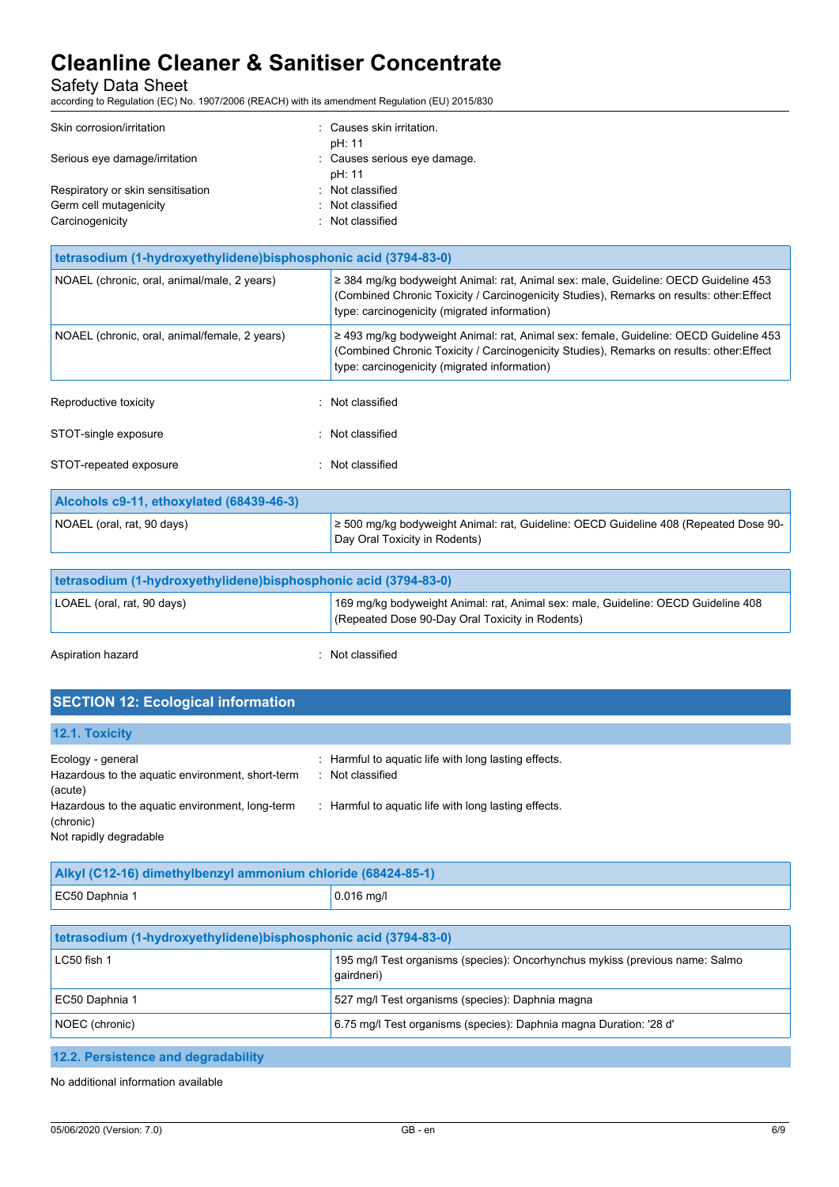| | |
|---|---|
| Skin corrosion/irritation | : Causes skin irritation.<br>pH: 11 |
| Serious eye damage/irritation | : Causes serious eye damage.<br>pH: 11 |
| Respiratory or skin sensitisation | : Not classified |
| Germ cell mutagenicity | : Not classified |
| Carcinogenicity | : Not classified |

| tetrasodium (1-hydroxyethylidene)bisphosphonic acid (3794-83-0) | |
|---|---|
| NOAEL (chronic, oral, animal/male, 2 years) | ≥ 384 mg/kg bodyweight Animal: rat, Animal sex: male, Guideline: OECD Guideline 453 (Combined Chronic Toxicity / Carcinogenicity Studies), Remarks on results: other:Effect type: carcinogenicity (migrated information) |
| NOAEL (chronic, oral, animal/female, 2 years) | ≥ 493 mg/kg bodyweight Animal: rat, Animal sex: female, Guideline: OECD Guideline 453 (Combined Chronic Toxicity / Carcinogenicity Studies), Remarks on results: other:Effect type: carcinogenicity (migrated information) |

| | |
|---|---|
| Reproductive toxicity | : Not classified |
| STOT-single exposure | : Not classified |
| STOT-repeated exposure | : Not classified |

| Alcohols c9-11, ethoxylated (68439-46-3) | |
|---|---|
| NOAEL (oral, rat, 90 days) | ≥ 500 mg/kg bodyweight Animal: rat, Guideline: OECD Guideline 408 (Repeated Dose 90-Day Oral Toxicity in Rodents) |

| tetrasodium (1-hydroxyethylidene)bisphosphonic acid (3794-83-0) | |
|---|---|
| LOAEL (oral, rat, 90 days) | 169 mg/kg bodyweight Animal: rat, Animal sex: male, Guideline: OECD Guideline 408 (Repeated Dose 90-Day Oral Toxicity in Rodents) |

| | |
|---|---|
| Aspiration hazard | : Not classified |

## SECTION 12: Ecological information

### 12.1. Toxicity

| | |
|---|---|
| Ecology - general | : Harmful to aquatic life with long lasting effects. |
| Hazardous to the aquatic environment, short-term (acute) | : Not classified |
| Hazardous to the aquatic environment, long-term (chronic) | : Harmful to aquatic life with long lasting effects. |

Not rapidly degradable

| Alkyl (C12-16) dimethylbenzyl ammonium chloride (68424-85-1) | |
|---|---|
| EC50 Daphnia 1 | 0.016 mg/l |

| tetrasodium (1-hydroxyethylidene)bisphosphonic acid (3794-83-0) | |
|---|---|
| LC50 fish 1 | 195 mg/l Test organisms (species): Oncorhynchus mykiss (previous name: Salmo gairdneri) |
| EC50 Daphnia 1 | 527 mg/l Test organisms (species): Daphnia magna |
| NOEC (chronic) | 6.75 mg/l Test organisms (species): Daphnia magna Duration: '28 d' |

### 12.2. Persistence and degradability

No additional information available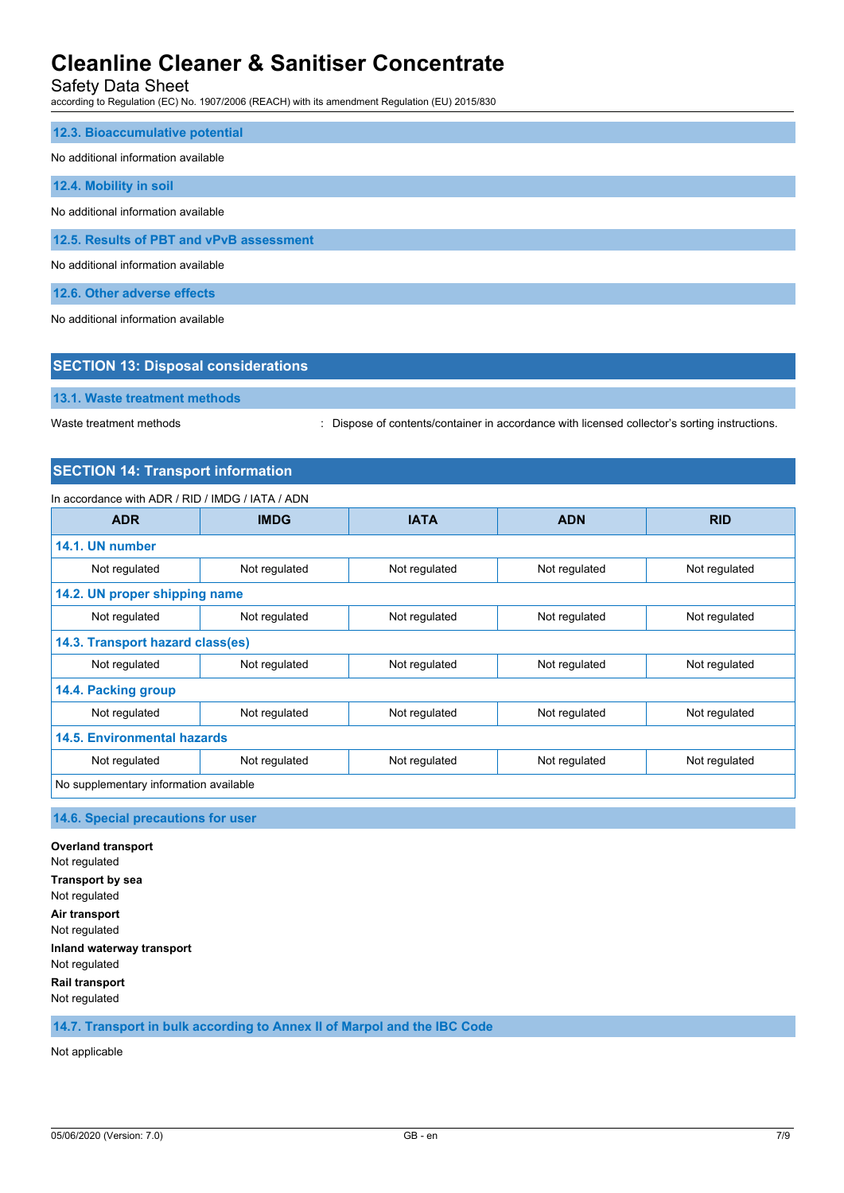### 12.3. Bioaccumulative potential

No additional information available

### 12.4. Mobility in soil

No additional information available

### 12.5. Results of PBT and vPvB assessment

No additional information available

### 12.6. Other adverse effects

No additional information available

## SECTION 13: Disposal considerations

### 13.1. Waste treatment methods

Waste treatment methods : Dispose of contents/container in accordance with licensed collector's sorting instructions.

## SECTION 14: Transport information

In accordance with ADR / RID / IMDG / IATA / ADN

| ADR | IMDG | IATA | ADN | RID |
|---|---|---|---|---|
| **14.1. UN number** | | | | |
| Not regulated | Not regulated | Not regulated | Not regulated | Not regulated |
| **14.2. UN proper shipping name** | | | | |
| Not regulated | Not regulated | Not regulated | Not regulated | Not regulated |
| **14.3. Transport hazard class(es)** | | | | |
| Not regulated | Not regulated | Not regulated | Not regulated | Not regulated |
| **14.4. Packing group** | | | | |
| Not regulated | Not regulated | Not regulated | Not regulated | Not regulated |
| **14.5. Environmental hazards** | | | | |
| Not regulated | Not regulated | Not regulated | Not regulated | Not regulated |
| No supplementary information available | | | | |

### 14.6. Special precautions for user

**Overland transport**
Not regulated

**Transport by sea**
Not regulated

**Air transport**
Not regulated

**Inland waterway transport**
Not regulated

**Rail transport**
Not regulated

### 14.7. Transport in bulk according to Annex II of Marpol and the IBC Code

Not applicable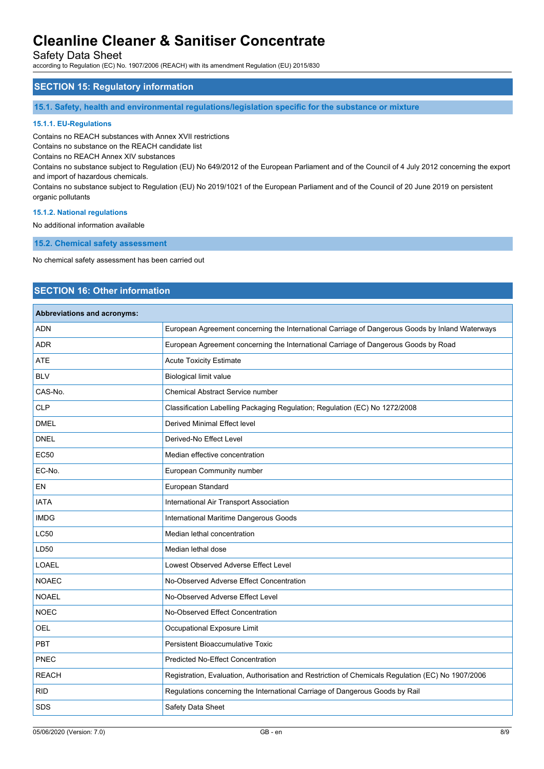## SECTION 15: Regulatory information

### 15.1. Safety, health and environmental regulations/legislation specific for the substance or mixture

#### 15.1.1. EU-Regulations

Contains no REACH substances with Annex XVII restrictions
Contains no substance on the REACH candidate list
Contains no REACH Annex XIV substances
Contains no substance subject to Regulation (EU) No 649/2012 of the European Parliament and of the Council of 4 July 2012 concerning the export and import of hazardous chemicals.
Contains no substance subject to Regulation (EU) No 2019/1021 of the European Parliament and of the Council of 20 June 2019 on persistent organic pollutants

#### 15.1.2. National regulations

No additional information available

### 15.2. Chemical safety assessment

No chemical safety assessment has been carried out

## SECTION 16: Other information

| Abbreviations and acronyms: | |
|---|---|
| ADN | European Agreement concerning the International Carriage of Dangerous Goods by Inland Waterways |
| ADR | European Agreement concerning the International Carriage of Dangerous Goods by Road |
| ATE | Acute Toxicity Estimate |
| BLV | Biological limit value |
| CAS-No. | Chemical Abstract Service number |
| CLP | Classification Labelling Packaging Regulation; Regulation (EC) No 1272/2008 |
| DMEL | Derived Minimal Effect level |
| DNEL | Derived-No Effect Level |
| EC50 | Median effective concentration |
| EC-No. | European Community number |
| EN | European Standard |
| IATA | International Air Transport Association |
| IMDG | International Maritime Dangerous Goods |
| LC50 | Median lethal concentration |
| LD50 | Median lethal dose |
| LOAEL | Lowest Observed Adverse Effect Level |
| NOAEC | No-Observed Adverse Effect Concentration |
| NOAEL | No-Observed Adverse Effect Level |
| NOEC | No-Observed Effect Concentration |
| OEL | Occupational Exposure Limit |
| PBT | Persistent Bioaccumulative Toxic |
| PNEC | Predicted No-Effect Concentration |
| REACH | Registration, Evaluation, Authorisation and Restriction of Chemicals Regulation (EC) No 1907/2006 |
| RID | Regulations concerning the International Carriage of Dangerous Goods by Rail |
| SDS | Safety Data Sheet |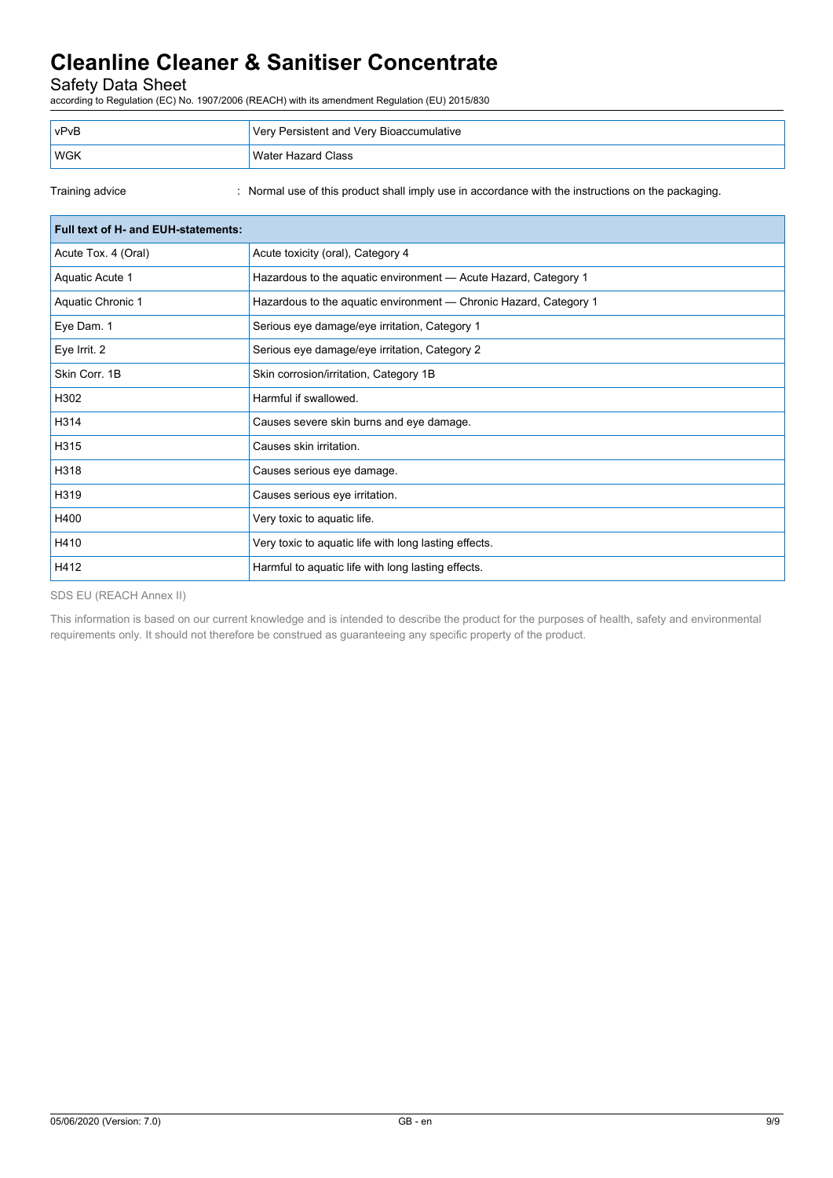| | |
|---|---|
| vPvB | Very Persistent and Very Bioaccumulative |
| WGK | Water Hazard Class |

Training advice : Normal use of this product shall imply use in accordance with the instructions on the packaging.

| Full text of H- and EUH-statements: | |
|---|---|
| Acute Tox. 4 (Oral) | Acute toxicity (oral), Category 4 |
| Aquatic Acute 1 | Hazardous to the aquatic environment — Acute Hazard, Category 1 |
| Aquatic Chronic 1 | Hazardous to the aquatic environment — Chronic Hazard, Category 1 |
| Eye Dam. 1 | Serious eye damage/eye irritation, Category 1 |
| Eye Irrit. 2 | Serious eye damage/eye irritation, Category 2 |
| Skin Corr. 1B | Skin corrosion/irritation, Category 1B |
| H302 | Harmful if swallowed. |
| H314 | Causes severe skin burns and eye damage. |
| H315 | Causes skin irritation. |
| H318 | Causes serious eye damage. |
| H319 | Causes serious eye irritation. |
| H400 | Very toxic to aquatic life. |
| H410 | Very toxic to aquatic life with long lasting effects. |
| H412 | Harmful to aquatic life with long lasting effects. |

SDS EU (REACH Annex II)

This information is based on our current knowledge and is intended to describe the product for the purposes of health, safety and environmental requirements only. It should not therefore be construed as guaranteeing any specific property of the product.